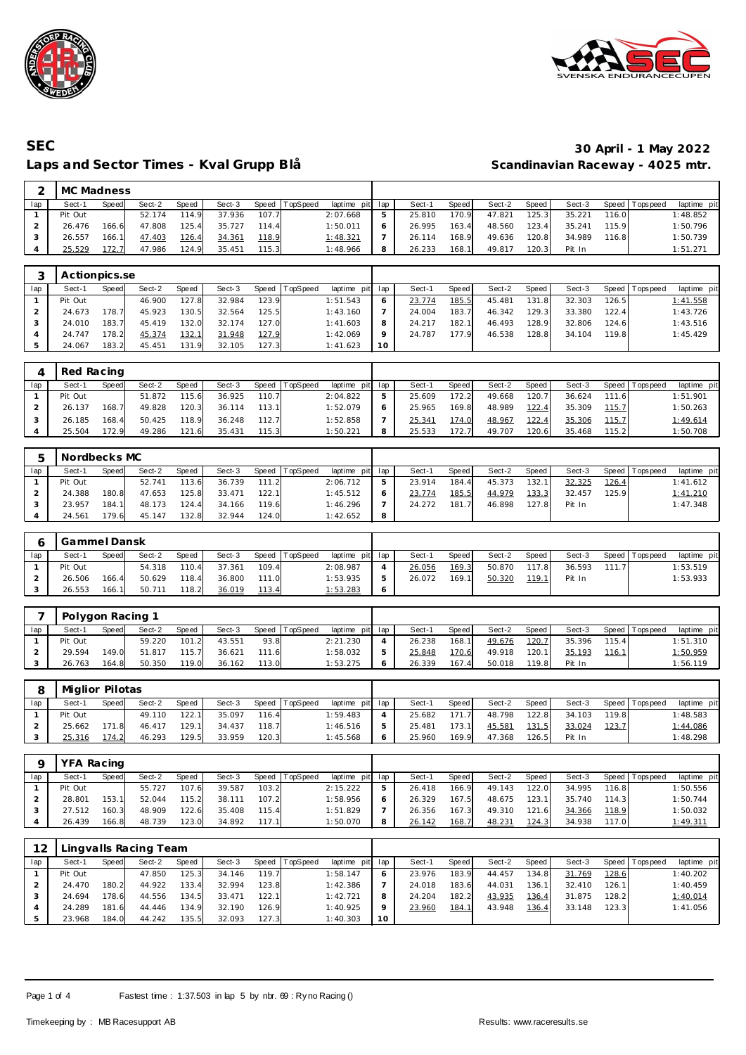# SEC

## Laps and Sector Times - Kval Grupp Blå

**30 April - 1 May 2022**
**Scandinavian Raceway - 4025 mtr.**

| 2 | MC Madness | | | | | | | | | | | | | | | | |
|---|---|---|---|---|---|---|---|---|---|---|---|---|---|---|---|---|---|
| lap | Sect-1 | Speed | Sect-2 | Speed | Sect-3 | Speed | TopSpeed | laptime pit | lap | Sect-1 | Speed | Sect-2 | Speed | Sect-3 | Speed | Topspeed | laptime pit |
| 1 | Pit Out | | 52.174 | 114.9 | 37.936 | 107.7 | | 2:07.668 | 5 | 25.810 | 170.9 | 47.821 | 125.3 | 35.221 | 116.0 | | 1:48.852 |
| 2 | 26.476 | 166.6 | 47.808 | 125.4 | 35.727 | 114.4 | | 1:50.011 | 6 | 26.995 | 163.4 | 48.560 | 123.4 | 35.241 | 115.9 | | 1:50.796 |
| 3 | 26.557 | 166.1 | 47.403 | 126.4 | 34.361 | 118.9 | | 1:48.321 | 7 | 26.114 | 168.9 | 49.636 | 120.8 | 34.989 | 116.8 | | 1:50.739 |
| 4 | 25.529 | 172.7 | 47.986 | 124.9 | 35.451 | 115.3 | | 1:48.966 | 8 | 26.233 | 168.1 | 49.817 | 120.3 | Pit In | | | 1:51.271 |

| 3 | Actionpics.se | | | | | | | | | | | | | | | | |
|---|---|---|---|---|---|---|---|---|---|---|---|---|---|---|---|---|---|
| lap | Sect-1 | Speed | Sect-2 | Speed | Sect-3 | Speed | TopSpeed | laptime pit | lap | Sect-1 | Speed | Sect-2 | Speed | Sect-3 | Speed | Topspeed | laptime pit |
| 1 | Pit Out | | 46.900 | 127.8 | 32.984 | 123.9 | | 1:51.543 | 6 | 23.774 | 185.5 | 45.481 | 131.8 | 32.303 | 126.5 | | 1:41.558 |
| 2 | 24.673 | 178.7 | 45.923 | 130.5 | 32.564 | 125.5 | | 1:43.160 | 7 | 24.004 | 183.7 | 46.342 | 129.3 | 33.380 | 122.4 | | 1:43.726 |
| 3 | 24.010 | 183.7 | 45.419 | 132.0 | 32.174 | 127.0 | | 1:41.603 | 8 | 24.217 | 182.1 | 46.493 | 128.9 | 32.806 | 124.6 | | 1:43.516 |
| 4 | 24.747 | 178.2 | 45.374 | 132.1 | 31.948 | 127.9 | | 1:42.069 | 9 | 24.787 | 177.9 | 46.538 | 128.8 | 34.104 | 119.8 | | 1:45.429 |
| 5 | 24.067 | 183.2 | 45.451 | 131.9 | 32.105 | 127.3 | | 1:41.623 | 10 | | | | | | | | |

| 4 | Red Racing | | | | | | | | | | | | | | | | |
|---|---|---|---|---|---|---|---|---|---|---|---|---|---|---|---|---|---|
| lap | Sect-1 | Speed | Sect-2 | Speed | Sect-3 | Speed | TopSpeed | laptime pit | lap | Sect-1 | Speed | Sect-2 | Speed | Sect-3 | Speed | Topspeed | laptime pit |
| 1 | Pit Out | | 51.872 | 115.6 | 36.925 | 110.7 | | 2:04.822 | 5 | 25.609 | 172.2 | 49.668 | 120.7 | 36.624 | 111.6 | | 1:51.901 |
| 2 | 26.137 | 168.7 | 49.828 | 120.3 | 36.114 | 113.1 | | 1:52.079 | 6 | 25.965 | 169.8 | 48.989 | 122.4 | 35.309 | 115.7 | | 1:50.263 |
| 3 | 26.185 | 168.4 | 50.425 | 118.9 | 36.248 | 112.7 | | 1:52.858 | 7 | 25.341 | 174.0 | 48.967 | 122.4 | 35.306 | 115.7 | | 1:49.614 |
| 4 | 25.504 | 172.9 | 49.286 | 121.6 | 35.431 | 115.3 | | 1:50.221 | 8 | 25.533 | 172.7 | 49.707 | 120.6 | 35.468 | 115.2 | | 1:50.708 |

| 5 | Nordbecks MC | | | | | | | | | | | | | | | | |
|---|---|---|---|---|---|---|---|---|---|---|---|---|---|---|---|---|---|
| lap | Sect-1 | Speed | Sect-2 | Speed | Sect-3 | Speed | TopSpeed | laptime pit | lap | Sect-1 | Speed | Sect-2 | Speed | Sect-3 | Speed | Topspeed | laptime pit |
| 1 | Pit Out | | 52.741 | 113.6 | 36.739 | 111.2 | | 2:06.712 | 5 | 23.914 | 184.4 | 45.373 | 132.1 | 32.325 | 126.4 | | 1:41.612 |
| 2 | 24.388 | 180.8 | 47.653 | 125.8 | 33.471 | 122.1 | | 1:45.512 | 6 | 23.774 | 185.5 | 44.979 | 133.3 | 32.457 | 125.9 | | 1:41.210 |
| 3 | 23.957 | 184.1 | 48.173 | 124.4 | 34.166 | 119.6 | | 1:46.296 | 7 | 24.272 | 181.7 | 46.898 | 127.8 | Pit In | | | 1:47.348 |
| 4 | 24.561 | 179.6 | 45.147 | 132.8 | 32.944 | 124.0 | | 1:42.652 | 8 | | | | | | | | |

| 6 | Gammel Dansk | | | | | | | | | | | | | | | | |
|---|---|---|---|---|---|---|---|---|---|---|---|---|---|---|---|---|---|
| lap | Sect-1 | Speed | Sect-2 | Speed | Sect-3 | Speed | TopSpeed | laptime pit | lap | Sect-1 | Speed | Sect-2 | Speed | Sect-3 | Speed | Topspeed | laptime pit |
| 1 | Pit Out | | 54.318 | 110.4 | 37.361 | 109.4 | | 2:08.987 | 4 | 26.056 | 169.3 | 50.870 | 117.8 | 36.593 | 111.7 | | 1:53.519 |
| 2 | 26.506 | 166.4 | 50.629 | 118.4 | 36.800 | 111.0 | | 1:53.935 | 5 | 26.072 | 169.1 | 50.320 | 119.1 | Pit In | | | 1:53.933 |
| 3 | 26.553 | 166.1 | 50.711 | 118.2 | 36.019 | 113.4 | | 1:53.283 | 6 | | | | | | | | |

| 7 | Polygon Racing 1 | | | | | | | | | | | | | | | | |
|---|---|---|---|---|---|---|---|---|---|---|---|---|---|---|---|---|---|
| lap | Sect-1 | Speed | Sect-2 | Speed | Sect-3 | Speed | TopSpeed | laptime pit | lap | Sect-1 | Speed | Sect-2 | Speed | Sect-3 | Speed | Topspeed | laptime pit |
| 1 | Pit Out | | 59.220 | 101.2 | 43.551 | 93.8 | | 2:21.230 | 4 | 26.238 | 168.1 | 49.676 | 120.7 | 35.396 | 115.4 | | 1:51.310 |
| 2 | 29.594 | 149.0 | 51.817 | 115.7 | 36.621 | 111.6 | | 1:58.032 | 5 | 25.848 | 170.6 | 49.918 | 120.1 | 35.193 | 116.1 | | 1:50.959 |
| 3 | 26.763 | 164.8 | 50.350 | 119.0 | 36.162 | 113.0 | | 1:53.275 | 6 | 26.339 | 167.4 | 50.018 | 119.8 | Pit In | | | 1:56.119 |

| 8 | Miglior Pilotas | | | | | | | | | | | | | | | | |
|---|---|---|---|---|---|---|---|---|---|---|---|---|---|---|---|---|---|
| lap | Sect-1 | Speed | Sect-2 | Speed | Sect-3 | Speed | TopSpeed | laptime pit | lap | Sect-1 | Speed | Sect-2 | Speed | Sect-3 | Speed | Topspeed | laptime pit |
| 1 | Pit Out | | 49.110 | 122.1 | 35.097 | 116.4 | | 1:59.483 | 4 | 25.682 | 171.7 | 48.798 | 122.8 | 34.103 | 119.8 | | 1:48.583 |
| 2 | 25.662 | 171.8 | 46.417 | 129.1 | 34.437 | 118.7 | | 1:46.516 | 5 | 25.481 | 173.1 | 45.581 | 131.5 | 33.024 | 123.7 | | 1:44.086 |
| 3 | 25.316 | 174.2 | 46.293 | 129.5 | 33.959 | 120.3 | | 1:45.568 | 6 | 25.960 | 169.9 | 47.368 | 126.5 | Pit In | | | 1:48.298 |

| 9 | YFA Racing | | | | | | | | | | | | | | | | |
|---|---|---|---|---|---|---|---|---|---|---|---|---|---|---|---|---|---|
| lap | Sect-1 | Speed | Sect-2 | Speed | Sect-3 | Speed | TopSpeed | laptime pit | lap | Sect-1 | Speed | Sect-2 | Speed | Sect-3 | Speed | Topspeed | laptime pit |
| 1 | Pit Out | | 55.727 | 107.6 | 39.587 | 103.2 | | 2:15.222 | 5 | 26.418 | 166.9 | 49.143 | 122.0 | 34.995 | 116.8 | | 1:50.556 |
| 2 | 28.801 | 153.1 | 52.044 | 115.2 | 38.111 | 107.2 | | 1:58.956 | 6 | 26.329 | 167.5 | 48.675 | 123.1 | 35.740 | 114.3 | | 1:50.744 |
| 3 | 27.512 | 160.3 | 48.909 | 122.6 | 35.408 | 115.4 | | 1:51.829 | 7 | 26.356 | 167.3 | 49.310 | 121.6 | 34.366 | 118.9 | | 1:50.032 |
| 4 | 26.439 | 166.8 | 48.739 | 123.0 | 34.892 | 117.1 | | 1:50.070 | 8 | 26.142 | 168.7 | 48.231 | 124.3 | 34.938 | 117.0 | | 1:49.311 |

| 12 | Lingvalls Racing Team | | | | | | | | | | | | | | | | |
|---|---|---|---|---|---|---|---|---|---|---|---|---|---|---|---|---|---|
| lap | Sect-1 | Speed | Sect-2 | Speed | Sect-3 | Speed | TopSpeed | laptime pit | lap | Sect-1 | Speed | Sect-2 | Speed | Sect-3 | Speed | Topspeed | laptime pit |
| 1 | Pit Out | | 47.850 | 125.3 | 34.146 | 119.7 | | 1:58.147 | 6 | 23.976 | 183.9 | 44.457 | 134.8 | 31.769 | 128.6 | | 1:40.202 |
| 2 | 24.470 | 180.2 | 44.922 | 133.4 | 32.994 | 123.8 | | 1:42.386 | 7 | 24.018 | 183.6 | 44.031 | 136.1 | 32.410 | 126.1 | | 1:40.459 |
| 3 | 24.694 | 178.6 | 44.556 | 134.5 | 33.471 | 122.1 | | 1:42.721 | 8 | 24.204 | 182.2 | 43.935 | 136.4 | 31.875 | 128.2 | | 1:40.014 |
| 4 | 24.289 | 181.6 | 44.446 | 134.9 | 32.190 | 126.9 | | 1:40.925 | 9 | 23.960 | 184.1 | 43.948 | 136.4 | 33.148 | 123.3 | | 1:41.056 |
| 5 | 23.968 | 184.0 | 44.242 | 135.5 | 32.093 | 127.3 | | 1:40.303 | 10 | | | | | | | | |

Fastest time : 1:37.503 in lap 5 by nbr. 69 : Ryno Racing ()

Timekeeping by : MB Racesupport AB

Results: www.raceresults.se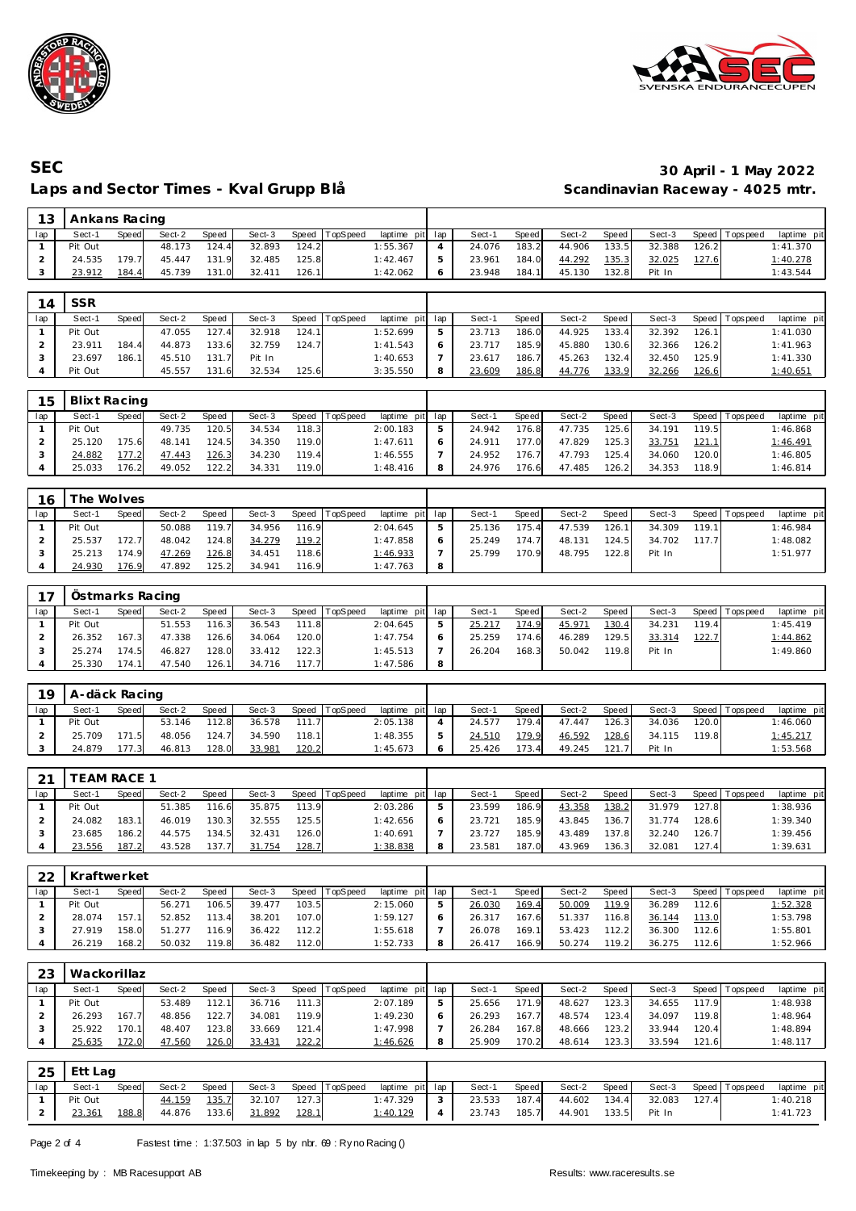# SEC

## Laps and Sector Times - Kval Grupp Blå

**30 April - 1 May 2022**
**Scandinavian Raceway - 4025 mtr.**

| 13 | Ankans Racing | | | | | | | | | | | | | | | | |
|---|---|---|---|---|---|---|---|---|---|---|---|---|---|---|---|---|---|
| lap | Sect-1 | Speed | Sect-2 | Speed | Sect-3 | Speed | TopSpeed | laptime pit | lap | Sect-1 | Speed | Sect-2 | Speed | Sect-3 | Speed | Topspeed | laptime pit |
| 1 | Pit Out | | 48.173 | 124.4 | 32.893 | 124.2 | | 1:55.367 | 4 | 24.076 | 183.2 | 44.906 | 133.5 | 32.388 | 126.2 | | 1:41.370 |
| 2 | 24.535 | 179.7 | 45.447 | 131.9 | 32.485 | 125.8 | | 1:42.467 | 5 | 23.961 | 184.0 | 44.292 | 135.3 | 32.025 | 127.6 | | 1:40.278 |
| 3 | 23.912 | 184.4 | 45.739 | 131.0 | 32.411 | 126.1 | | 1:42.062 | 6 | 23.948 | 184.1 | 45.130 | 132.8 | Pit In | | | 1:43.544 |

| 14 | SSR | | | | | | | | | | | | | | | | |
|---|---|---|---|---|---|---|---|---|---|---|---|---|---|---|---|---|---|
| lap | Sect-1 | Speed | Sect-2 | Speed | Sect-3 | Speed | TopSpeed | laptime pit | lap | Sect-1 | Speed | Sect-2 | Speed | Sect-3 | Speed | Topspeed | laptime pit |
| 1 | Pit Out | | 47.055 | 127.4 | 32.918 | 124.1 | | 1:52.699 | 5 | 23.713 | 186.0 | 44.925 | 133.4 | 32.392 | 126.1 | | 1:41.030 |
| 2 | 23.911 | 184.4 | 44.873 | 133.6 | 32.759 | 124.7 | | 1:41.543 | 6 | 23.717 | 185.9 | 45.880 | 130.6 | 32.366 | 126.2 | | 1:41.963 |
| 3 | 23.697 | 186.1 | 45.510 | 131.7 | Pit In | | | 1:40.653 | 7 | 23.617 | 186.7 | 45.263 | 132.4 | 32.450 | 125.9 | | 1:41.330 |
| 4 | Pit Out | | 45.557 | 131.6 | 32.534 | 125.6 | | 3:35.550 | 8 | 23.609 | 186.8 | 44.776 | 133.9 | 32.266 | 126.6 | | 1:40.651 |

| 15 | Blixt Racing | | | | | | | | | | | | | | | | |
|---|---|---|---|---|---|---|---|---|---|---|---|---|---|---|---|---|---|
| lap | Sect-1 | Speed | Sect-2 | Speed | Sect-3 | Speed | TopSpeed | laptime pit | lap | Sect-1 | Speed | Sect-2 | Speed | Sect-3 | Speed | Topspeed | laptime pit |
| 1 | Pit Out | | 49.735 | 120.5 | 34.534 | 118.3 | | 2:00.183 | 5 | 24.942 | 176.8 | 47.735 | 125.6 | 34.191 | 119.5 | | 1:46.868 |
| 2 | 25.120 | 175.6 | 48.141 | 124.5 | 34.350 | 119.0 | | 1:47.611 | 6 | 24.911 | 177.0 | 47.829 | 125.3 | 33.751 | 121.1 | | 1:46.491 |
| 3 | 24.882 | 177.2 | 47.443 | 126.3 | 34.230 | 119.4 | | 1:46.555 | 7 | 24.952 | 176.7 | 47.793 | 125.4 | 34.060 | 120.0 | | 1:46.805 |
| 4 | 25.033 | 176.2 | 49.052 | 122.2 | 34.331 | 119.0 | | 1:48.416 | 8 | 24.976 | 176.6 | 47.485 | 126.2 | 34.353 | 118.9 | | 1:46.814 |

| 16 | The Wolves | | | | | | | | | | | | | | | | |
|---|---|---|---|---|---|---|---|---|---|---|---|---|---|---|---|---|---|
| lap | Sect-1 | Speed | Sect-2 | Speed | Sect-3 | Speed | TopSpeed | laptime pit | lap | Sect-1 | Speed | Sect-2 | Speed | Sect-3 | Speed | Topspeed | laptime pit |
| 1 | Pit Out | | 50.088 | 119.7 | 34.956 | 116.9 | | 2:04.645 | 5 | 25.136 | 175.4 | 47.539 | 126.1 | 34.309 | 119.1 | | 1:46.984 |
| 2 | 25.537 | 172.7 | 48.042 | 124.8 | 34.279 | 119.2 | | 1:47.858 | 6 | 25.249 | 174.7 | 48.131 | 124.5 | 34.702 | 117.7 | | 1:48.082 |
| 3 | 25.213 | 174.9 | 47.269 | 126.8 | 34.451 | 118.6 | | 1:46.933 | 7 | 25.799 | 170.9 | 48.795 | 122.8 | Pit In | | | 1:51.977 |
| 4 | 24.930 | 176.9 | 47.892 | 125.2 | 34.941 | 116.9 | | 1:47.763 | 8 | | | | | | | | |

| 17 | Östmarks Racing | | | | | | | | | | | | | | | | |
|---|---|---|---|---|---|---|---|---|---|---|---|---|---|---|---|---|---|
| lap | Sect-1 | Speed | Sect-2 | Speed | Sect-3 | Speed | TopSpeed | laptime pit | lap | Sect-1 | Speed | Sect-2 | Speed | Sect-3 | Speed | Topspeed | laptime pit |
| 1 | Pit Out | | 51.553 | 116.3 | 36.543 | 111.8 | | 2:04.645 | 5 | 25.217 | 174.9 | 45.971 | 130.4 | 34.231 | 119.4 | | 1:45.419 |
| 2 | 26.352 | 167.3 | 47.338 | 126.6 | 34.064 | 120.0 | | 1:47.754 | 6 | 25.259 | 174.6 | 46.289 | 129.5 | 33.314 | 122.7 | | 1:44.862 |
| 3 | 25.274 | 174.5 | 46.827 | 128.0 | 33.412 | 122.3 | | 1:45.513 | 7 | 26.204 | 168.3 | 50.042 | 119.8 | Pit In | | | 1:49.860 |
| 4 | 25.330 | 174.1 | 47.540 | 126.1 | 34.716 | 117.7 | | 1:47.586 | 8 | | | | | | | | |

| 19 | A-däck Racing | | | | | | | | | | | | | | | | |
|---|---|---|---|---|---|---|---|---|---|---|---|---|---|---|---|---|---|
| lap | Sect-1 | Speed | Sect-2 | Speed | Sect-3 | Speed | TopSpeed | laptime pit | lap | Sect-1 | Speed | Sect-2 | Speed | Sect-3 | Speed | Topspeed | laptime pit |
| 1 | Pit Out | | 53.146 | 112.8 | 36.578 | 111.7 | | 2:05.138 | 4 | 24.577 | 179.4 | 47.447 | 126.3 | 34.036 | 120.0 | | 1:46.060 |
| 2 | 25.709 | 171.5 | 48.056 | 124.7 | 34.590 | 118.1 | | 1:48.355 | 5 | 24.510 | 179.9 | 46.592 | 128.6 | 34.115 | 119.8 | | 1:45.217 |
| 3 | 24.879 | 177.3 | 46.813 | 128.0 | 33.981 | 120.2 | | 1:45.673 | 6 | 25.426 | 173.4 | 49.245 | 121.7 | Pit In | | | 1:53.568 |

| 21 | TEAM RACE 1 | | | | | | | | | | | | | | | | |
|---|---|---|---|---|---|---|---|---|---|---|---|---|---|---|---|---|---|
| lap | Sect-1 | Speed | Sect-2 | Speed | Sect-3 | Speed | TopSpeed | laptime pit | lap | Sect-1 | Speed | Sect-2 | Speed | Sect-3 | Speed | Topspeed | laptime pit |
| 1 | Pit Out | | 51.385 | 116.6 | 35.875 | 113.9 | | 2:03.286 | 5 | 23.599 | 186.9 | 43.358 | 138.2 | 31.979 | 127.8 | | 1:38.936 |
| 2 | 24.082 | 183.1 | 46.019 | 130.3 | 32.555 | 125.5 | | 1:42.656 | 6 | 23.721 | 185.9 | 43.845 | 136.7 | 31.774 | 128.6 | | 1:39.340 |
| 3 | 23.685 | 186.2 | 44.575 | 134.5 | 32.431 | 126.0 | | 1:40.691 | 7 | 23.727 | 185.9 | 43.489 | 137.8 | 32.240 | 126.7 | | 1:39.456 |
| 4 | 23.556 | 187.2 | 43.528 | 137.7 | 31.754 | 128.7 | | 1:38.838 | 8 | 23.581 | 187.0 | 43.969 | 136.3 | 32.081 | 127.4 | | 1:39.631 |

| 22 | Kraftwerket | | | | | | | | | | | | | | | | |
|---|---|---|---|---|---|---|---|---|---|---|---|---|---|---|---|---|---|
| lap | Sect-1 | Speed | Sect-2 | Speed | Sect-3 | Speed | TopSpeed | laptime pit | lap | Sect-1 | Speed | Sect-2 | Speed | Sect-3 | Speed | Topspeed | laptime pit |
| 1 | Pit Out | | 56.271 | 106.5 | 39.477 | 103.5 | | 2:15.060 | 5 | 26.030 | 169.4 | 50.009 | 119.9 | 36.289 | 112.6 | | 1:52.328 |
| 2 | 28.074 | 157.1 | 52.852 | 113.4 | 38.201 | 107.0 | | 1:59.127 | 6 | 26.317 | 167.6 | 51.337 | 116.8 | 36.144 | 113.0 | | 1:53.798 |
| 3 | 27.919 | 158.0 | 51.277 | 116.9 | 36.422 | 112.2 | | 1:55.618 | 7 | 26.078 | 169.1 | 53.423 | 112.2 | 36.300 | 112.6 | | 1:55.801 |
| 4 | 26.219 | 168.2 | 50.032 | 119.8 | 36.482 | 112.0 | | 1:52.733 | 8 | 26.417 | 166.9 | 50.274 | 119.2 | 36.275 | 112.6 | | 1:52.966 |

| 23 | Wackorillaz | | | | | | | | | | | | | | | | |
|---|---|---|---|---|---|---|---|---|---|---|---|---|---|---|---|---|---|
| lap | Sect-1 | Speed | Sect-2 | Speed | Sect-3 | Speed | TopSpeed | laptime pit | lap | Sect-1 | Speed | Sect-2 | Speed | Sect-3 | Speed | Topspeed | laptime pit |
| 1 | Pit Out | | 53.489 | 112.1 | 36.716 | 111.3 | | 2:07.189 | 5 | 25.656 | 171.9 | 48.627 | 123.3 | 34.655 | 117.9 | | 1:48.938 |
| 2 | 26.293 | 167.7 | 48.856 | 122.7 | 34.081 | 119.9 | | 1:49.230 | 6 | 26.293 | 167.7 | 48.574 | 123.4 | 34.097 | 119.8 | | 1:48.964 |
| 3 | 25.922 | 170.1 | 48.407 | 123.8 | 33.669 | 121.4 | | 1:47.998 | 7 | 26.284 | 167.8 | 48.666 | 123.2 | 33.944 | 120.4 | | 1:48.894 |
| 4 | 25.635 | 172.0 | 47.560 | 126.0 | 33.431 | 122.2 | | 1:46.626 | 8 | 25.909 | 170.2 | 48.614 | 123.3 | 33.594 | 121.6 | | 1:48.117 |

| 25 | Ett Lag | | | | | | | | | | | | | | | | |
|---|---|---|---|---|---|---|---|---|---|---|---|---|---|---|---|---|---|
| lap | Sect-1 | Speed | Sect-2 | Speed | Sect-3 | Speed | TopSpeed | laptime pit | lap | Sect-1 | Speed | Sect-2 | Speed | Sect-3 | Speed | Topspeed | laptime pit |
| 1 | Pit Out | | 44.159 | 135.7 | 32.107 | 127.3 | | 1:47.329 | 3 | 23.533 | 187.4 | 44.602 | 134.4 | 32.083 | 127.4 | | 1:40.218 |
| 2 | 23.361 | 188.8 | 44.876 | 133.6 | 31.892 | 128.1 | | 1:40.129 | 4 | 23.743 | 185.7 | 44.901 | 133.5 | Pit In | | | 1:41.723 |

Fastest time : 1:37.503 in lap 5 by nbr. 69 : Ryno Racing ()

Timekeeping by : MB Racesupport AB

Results: www.raceresults.se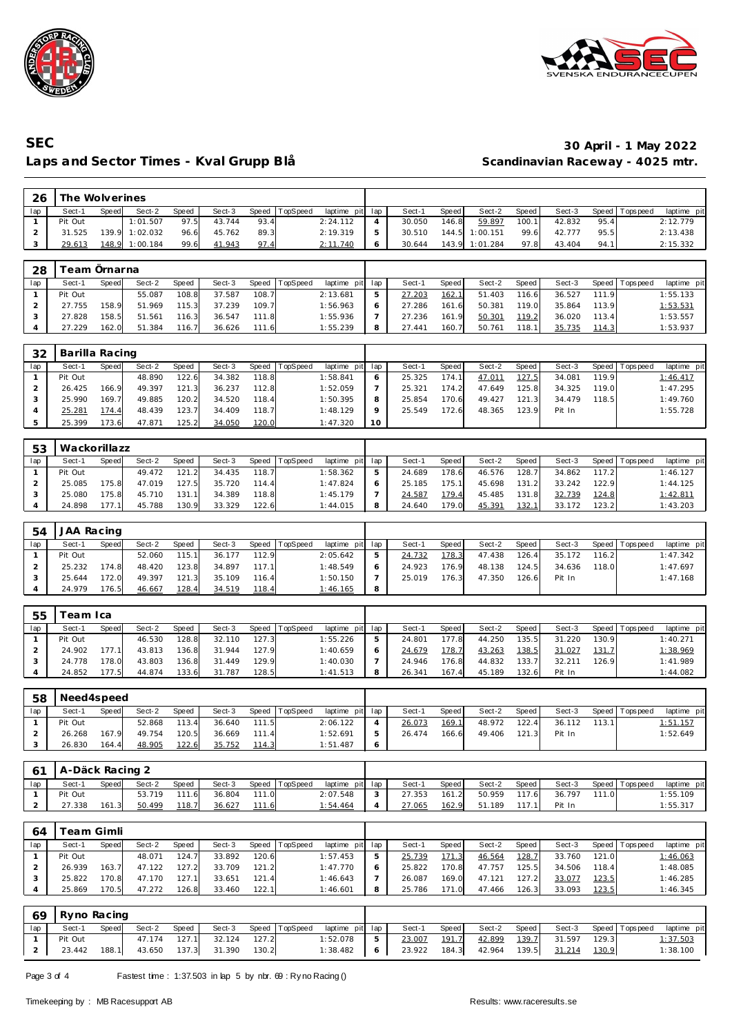# SEC

## Laps and Sector Times - Kval Grupp Blå

**30 April - 1 May 2022**
**Scandinavian Raceway - 4025 mtr.**

| 26 | The Wolverines | | | | | | | | | | | | | | | | |
|---|---|---|---|---|---|---|---|---|---|---|---|---|---|---|---|---|---|
| lap | Sect-1 | Speed | Sect-2 | Speed | Sect-3 | Speed | TopSpeed | laptime pit | lap | Sect-1 | Speed | Sect-2 | Speed | Sect-3 | Speed | Topspeed | laptime pit |
| 1 | Pit Out | | 1:01.507 | 97.5 | 43.744 | 93.4 | | 2:24.112 | 4 | 30.050 | 146.8 | 59.897 | 100.1 | 42.832 | 95.4 | | 2:12.779 |
| 2 | 31.525 | 139.9 | 1:02.032 | 96.6 | 45.762 | 89.3 | | 2:19.319 | 5 | 30.510 | 144.5 | 1:00.151 | 99.6 | 42.777 | 95.5 | | 2:13.438 |
| 3 | 29.613 | 148.9 | 1:00.184 | 99.6 | 41.943 | 97.4 | | 2:11.740 | 6 | 30.644 | 143.9 | 1:01.284 | 97.8 | 43.404 | 94.1 | | 2:15.332 |

| 28 | Team Örnarna | | | | | | | | | | | | | | | | |
|---|---|---|---|---|---|---|---|---|---|---|---|---|---|---|---|---|---|
| lap | Sect-1 | Speed | Sect-2 | Speed | Sect-3 | Speed | TopSpeed | laptime pit | lap | Sect-1 | Speed | Sect-2 | Speed | Sect-3 | Speed | Topspeed | laptime pit |
| 1 | Pit Out | | 55.087 | 108.8 | 37.587 | 108.7 | | 2:13.681 | 5 | 27.203 | 162.1 | 51.403 | 116.6 | 36.527 | 111.9 | | 1:55.133 |
| 2 | 27.755 | 158.9 | 51.969 | 115.3 | 37.239 | 109.7 | | 1:56.963 | 6 | 27.286 | 161.6 | 50.381 | 119.0 | 35.864 | 113.9 | | 1:53.531 |
| 3 | 27.828 | 158.5 | 51.561 | 116.3 | 36.547 | 111.8 | | 1:55.936 | 7 | 27.236 | 161.9 | 50.301 | 119.2 | 36.020 | 113.4 | | 1:53.557 |
| 4 | 27.229 | 162.0 | 51.384 | 116.7 | 36.626 | 111.6 | | 1:55.239 | 8 | 27.441 | 160.7 | 50.761 | 118.1 | 35.735 | 114.3 | | 1:53.937 |

| 32 | Barilla Racing | | | | | | | | | | | | | | | | |
|---|---|---|---|---|---|---|---|---|---|---|---|---|---|---|---|---|---|
| lap | Sect-1 | Speed | Sect-2 | Speed | Sect-3 | Speed | TopSpeed | laptime pit | lap | Sect-1 | Speed | Sect-2 | Speed | Sect-3 | Speed | Topspeed | laptime pit |
| 1 | Pit Out | | 48.890 | 122.6 | 34.382 | 118.8 | | 1:58.841 | 6 | 25.325 | 174.1 | 47.011 | 127.5 | 34.081 | 119.9 | | 1:46.417 |
| 2 | 26.425 | 166.9 | 49.397 | 121.3 | 36.237 | 112.8 | | 1:52.059 | 7 | 25.321 | 174.2 | 47.649 | 125.8 | 34.325 | 119.0 | | 1:47.295 |
| 3 | 25.990 | 169.7 | 49.885 | 120.2 | 34.520 | 118.4 | | 1:50.395 | 8 | 25.854 | 170.6 | 49.427 | 121.3 | 34.479 | 118.5 | | 1:49.760 |
| 4 | 25.281 | 174.4 | 48.439 | 123.7 | 34.409 | 118.7 | | 1:48.129 | 9 | 25.549 | 172.6 | 48.365 | 123.9 | Pit In | | | 1:55.728 |
| 5 | 25.399 | 173.6 | 47.871 | 125.2 | 34.050 | 120.0 | | 1:47.320 | 10 | | | | | | | | |

| 53 | Wackorillazz | | | | | | | | | | | | | | | | |
|---|---|---|---|---|---|---|---|---|---|---|---|---|---|---|---|---|---|
| lap | Sect-1 | Speed | Sect-2 | Speed | Sect-3 | Speed | TopSpeed | laptime pit | lap | Sect-1 | Speed | Sect-2 | Speed | Sect-3 | Speed | Topspeed | laptime pit |
| 1 | Pit Out | | 49.472 | 121.2 | 34.435 | 118.7 | | 1:58.362 | 5 | 24.689 | 178.6 | 46.576 | 128.7 | 34.862 | 117.2 | | 1:46.127 |
| 2 | 25.085 | 175.8 | 47.019 | 127.5 | 35.720 | 114.4 | | 1:47.824 | 6 | 25.185 | 175.1 | 45.698 | 131.2 | 33.242 | 122.9 | | 1:44.125 |
| 3 | 25.080 | 175.8 | 45.710 | 131.1 | 34.389 | 118.8 | | 1:45.179 | 7 | 24.587 | 179.4 | 45.485 | 131.8 | 32.739 | 124.8 | | 1:42.811 |
| 4 | 24.898 | 177.1 | 45.788 | 130.9 | 33.329 | 122.6 | | 1:44.015 | 8 | 24.640 | 179.0 | 45.391 | 132.1 | 33.172 | 123.2 | | 1:43.203 |

| 54 | JAA Racing | | | | | | | | | | | | | | | | |
|---|---|---|---|---|---|---|---|---|---|---|---|---|---|---|---|---|---|
| lap | Sect-1 | Speed | Sect-2 | Speed | Sect-3 | Speed | TopSpeed | laptime pit | lap | Sect-1 | Speed | Sect-2 | Speed | Sect-3 | Speed | Topspeed | laptime pit |
| 1 | Pit Out | | 52.060 | 115.1 | 36.177 | 112.9 | | 2:05.642 | 5 | 24.732 | 178.3 | 47.438 | 126.4 | 35.172 | 116.2 | | 1:47.342 |
| 2 | 25.232 | 174.8 | 48.420 | 123.8 | 34.897 | 117.1 | | 1:48.549 | 6 | 24.923 | 176.9 | 48.138 | 124.5 | 34.636 | 118.0 | | 1:47.697 |
| 3 | 25.644 | 172.0 | 49.397 | 121.3 | 35.109 | 116.4 | | 1:50.150 | 7 | 25.019 | 176.3 | 47.350 | 126.6 | Pit In | | | 1:47.168 |
| 4 | 24.979 | 176.5 | 46.667 | 128.4 | 34.519 | 118.4 | | 1:46.165 | 8 | | | | | | | | |

| 55 | Team Ica | | | | | | | | | | | | | | | | |
|---|---|---|---|---|---|---|---|---|---|---|---|---|---|---|---|---|---|
| lap | Sect-1 | Speed | Sect-2 | Speed | Sect-3 | Speed | TopSpeed | laptime pit | lap | Sect-1 | Speed | Sect-2 | Speed | Sect-3 | Speed | Topspeed | laptime pit |
| 1 | Pit Out | | 46.530 | 128.8 | 32.110 | 127.3 | | 1:55.226 | 5 | 24.801 | 177.8 | 44.250 | 135.5 | 31.220 | 130.9 | | 1:40.271 |
| 2 | 24.902 | 177.1 | 43.813 | 136.8 | 31.944 | 127.9 | | 1:40.659 | 6 | 24.679 | 178.7 | 43.263 | 138.5 | 31.027 | 131.7 | | 1:38.969 |
| 3 | 24.778 | 178.0 | 43.803 | 136.8 | 31.449 | 129.9 | | 1:40.030 | 7 | 24.946 | 176.8 | 44.832 | 133.7 | 32.211 | 126.9 | | 1:41.989 |
| 4 | 24.852 | 177.5 | 44.874 | 133.6 | 31.787 | 128.5 | | 1:41.513 | 8 | 26.341 | 167.4 | 45.189 | 132.6 | Pit In | | | 1:44.082 |

| 58 | Need4speed | | | | | | | | | | | | | | | | |
|---|---|---|---|---|---|---|---|---|---|---|---|---|---|---|---|---|---|
| lap | Sect-1 | Speed | Sect-2 | Speed | Sect-3 | Speed | TopSpeed | laptime pit | lap | Sect-1 | Speed | Sect-2 | Speed | Sect-3 | Speed | Topspeed | laptime pit |
| 1 | Pit Out | | 52.868 | 113.4 | 36.640 | 111.5 | | 2:06.122 | 4 | 26.073 | 169.1 | 48.972 | 122.4 | 36.112 | 113.1 | | 1:51.157 |
| 2 | 26.268 | 167.9 | 49.754 | 120.5 | 36.669 | 111.4 | | 1:52.691 | 5 | 26.474 | 166.6 | 49.406 | 121.3 | Pit In | | | 1:52.649 |
| 3 | 26.830 | 164.4 | 48.905 | 122.6 | 35.752 | 114.3 | | 1:51.487 | 6 | | | | | | | | |

| 61 | A-Däck Racing 2 | | | | | | | | | | | | | | | | |
|---|---|---|---|---|---|---|---|---|---|---|---|---|---|---|---|---|---|
| lap | Sect-1 | Speed | Sect-2 | Speed | Sect-3 | Speed | TopSpeed | laptime pit | lap | Sect-1 | Speed | Sect-2 | Speed | Sect-3 | Speed | Topspeed | laptime pit |
| 1 | Pit Out | | 53.719 | 111.6 | 36.804 | 111.0 | | 2:07.548 | 3 | 27.353 | 161.2 | 50.959 | 117.6 | 36.797 | 111.0 | | 1:55.109 |
| 2 | 27.338 | 161.3 | 50.499 | 118.7 | 36.627 | 111.6 | | 1:54.464 | 4 | 27.065 | 162.9 | 51.189 | 117.1 | Pit In | | | 1:55.317 |

| 64 | Team Gimli | | | | | | | | | | | | | | | | |
|---|---|---|---|---|---|---|---|---|---|---|---|---|---|---|---|---|---|
| lap | Sect-1 | Speed | Sect-2 | Speed | Sect-3 | Speed | TopSpeed | laptime pit | lap | Sect-1 | Speed | Sect-2 | Speed | Sect-3 | Speed | Topspeed | laptime pit |
| 1 | Pit Out | | 48.071 | 124.7 | 33.892 | 120.6 | | 1:57.453 | 5 | 25.739 | 171.3 | 46.564 | 128.7 | 33.760 | 121.0 | | 1:46.063 |
| 2 | 26.939 | 163.7 | 47.122 | 127.2 | 33.709 | 121.2 | | 1:47.770 | 6 | 25.822 | 170.8 | 47.757 | 125.5 | 34.506 | 118.4 | | 1:48.085 |
| 3 | 25.822 | 170.8 | 47.170 | 127.1 | 33.651 | 121.4 | | 1:46.643 | 7 | 26.087 | 169.0 | 47.121 | 127.2 | 33.077 | 123.5 | | 1:46.285 |
| 4 | 25.869 | 170.5 | 47.272 | 126.8 | 33.460 | 122.1 | | 1:46.601 | 8 | 25.786 | 171.0 | 47.466 | 126.3 | 33.093 | 123.5 | | 1:46.345 |

| 69 | Ryno Racing | | | | | | | | | | | | | | | | |
|---|---|---|---|---|---|---|---|---|---|---|---|---|---|---|---|---|---|
| lap | Sect-1 | Speed | Sect-2 | Speed | Sect-3 | Speed | TopSpeed | laptime pit | lap | Sect-1 | Speed | Sect-2 | Speed | Sect-3 | Speed | Topspeed | laptime pit |
| 1 | Pit Out | | 47.174 | 127.1 | 32.124 | 127.2 | | 1:52.078 | 5 | 23.007 | 191.7 | 42.899 | 139.7 | 31.597 | 129.3 | | 1:37.503 |
| 2 | 23.442 | 188.1 | 43.650 | 137.3 | 31.390 | 130.2 | | 1:38.482 | 6 | 23.922 | 184.3 | 42.964 | 139.5 | 31.214 | 130.9 | | 1:38.100 |

Fastest time : 1:37.503 in lap 5 by nbr. 69 : Ryno Racing ()

Timekeeping by : MB Racesupport AB

Results: www.raceresults.se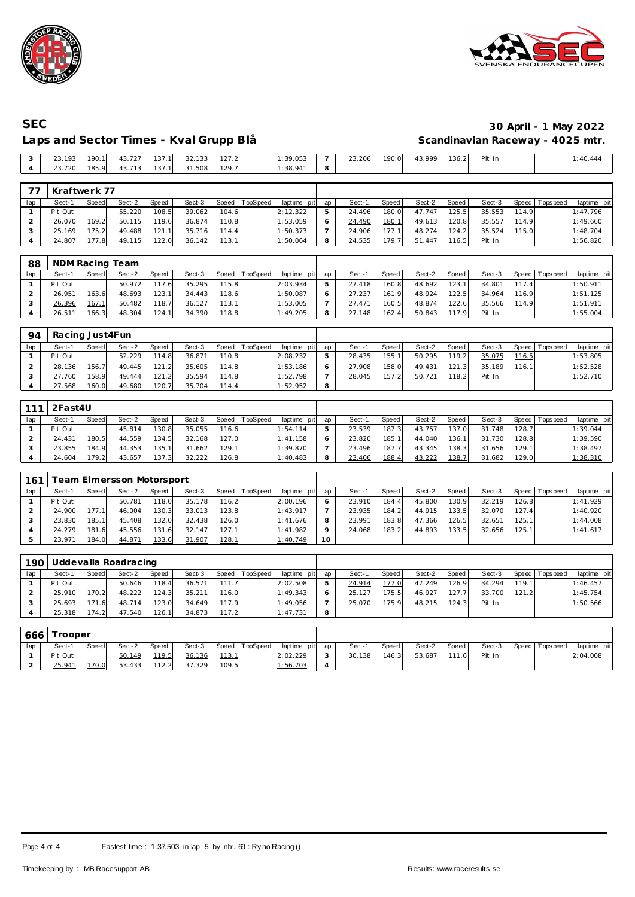# SEC

**Laps and Sector Times - Kval Grupp Blå**

**30 April - 1 May 2022**

**Scandinavian Raceway - 4025 mtr.**

| lap | Sect-1 | Speed | Sect-2 | Speed | Sect-3 | Speed | TopSpeed | laptime pit | lap | Sect-1 | Speed | Sect-2 | Speed | Sect-3 | Speed | Topspeed | laptime pit |
|---|---|---|---|---|---|---|---|---|---|---|---|---|---|---|---|---|---|
| 3 | 23.193 | 190.1 | 43.727 | 137.1 | 32.133 | 127.2 | | 1:39.053 | 7 | 23.206 | 190.0 | 43.999 | 136.2 | Pit In | | | 1:40.444 |
| 4 | 23.720 | 185.9 | 43.713 | 137.1 | 31.508 | 129.7 | | 1:38.941 | 8 | | | | | | | | |

**77 Kraftwerk 77**

| lap | Sect-1 | Speed | Sect-2 | Speed | Sect-3 | Speed | TopSpeed | laptime pit | lap | Sect-1 | Speed | Sect-2 | Speed | Sect-3 | Speed | Topspeed | laptime pit |
|---|---|---|---|---|---|---|---|---|---|---|---|---|---|---|---|---|---|
| 1 | Pit Out | | 55.220 | 108.5 | 39.062 | 104.6 | | 2:12.322 | 5 | 24.496 | 180.0 | 47.747 | 125.5 | 35.553 | 114.9 | | 1:47.796 |
| 2 | 26.070 | 169.2 | 50.115 | 119.6 | 36.874 | 110.8 | | 1:53.059 | 6 | 24.490 | 180.1 | 49.613 | 120.8 | 35.557 | 114.9 | | 1:49.660 |
| 3 | 25.169 | 175.2 | 49.488 | 121.1 | 35.716 | 114.4 | | 1:50.373 | 7 | 24.906 | 177.1 | 48.274 | 124.2 | 35.524 | 115.0 | | 1:48.704 |
| 4 | 24.807 | 177.8 | 49.115 | 122.0 | 36.142 | 113.1 | | 1:50.064 | 8 | 24.535 | 179.7 | 51.447 | 116.5 | Pit In | | | 1:56.820 |

**88 NDM Racing Team**

| lap | Sect-1 | Speed | Sect-2 | Speed | Sect-3 | Speed | TopSpeed | laptime pit | lap | Sect-1 | Speed | Sect-2 | Speed | Sect-3 | Speed | Topspeed | laptime pit |
|---|---|---|---|---|---|---|---|---|---|---|---|---|---|---|---|---|---|
| 1 | Pit Out | | 50.972 | 117.6 | 35.295 | 115.8 | | 2:03.934 | 5 | 27.418 | 160.8 | 48.692 | 123.1 | 34.801 | 117.4 | | 1:50.911 |
| 2 | 26.951 | 163.6 | 48.693 | 123.1 | 34.443 | 118.6 | | 1:50.087 | 6 | 27.237 | 161.9 | 48.924 | 122.5 | 34.964 | 116.9 | | 1:51.125 |
| 3 | 26.396 | 167.1 | 50.482 | 118.7 | 36.127 | 113.1 | | 1:53.005 | 7 | 27.471 | 160.5 | 48.874 | 122.6 | 35.566 | 114.9 | | 1:51.911 |
| 4 | 26.511 | 166.3 | 48.304 | 124.1 | 34.390 | 118.8 | | 1:49.205 | 8 | 27.148 | 162.4 | 50.843 | 117.9 | Pit In | | | 1:55.004 |

**94 Racing Just4Fun**

| lap | Sect-1 | Speed | Sect-2 | Speed | Sect-3 | Speed | TopSpeed | laptime pit | lap | Sect-1 | Speed | Sect-2 | Speed | Sect-3 | Speed | Topspeed | laptime pit |
|---|---|---|---|---|---|---|---|---|---|---|---|---|---|---|---|---|---|
| 1 | Pit Out | | 52.229 | 114.8 | 36.871 | 110.8 | | 2:08.232 | 5 | 28.435 | 155.1 | 50.295 | 119.2 | 35.075 | 116.5 | | 1:53.805 |
| 2 | 28.136 | 156.7 | 49.445 | 121.2 | 35.605 | 114.8 | | 1:53.186 | 6 | 27.908 | 158.0 | 49.431 | 121.3 | 35.189 | 116.1 | | 1:52.528 |
| 3 | 27.760 | 158.9 | 49.444 | 121.2 | 35.594 | 114.8 | | 1:52.798 | 7 | 28.045 | 157.2 | 50.721 | 118.2 | Pit In | | | 1:52.710 |
| 4 | 27.568 | 160.0 | 49.680 | 120.7 | 35.704 | 114.4 | | 1:52.952 | 8 | | | | | | | | |

**111 2Fast4U**

| lap | Sect-1 | Speed | Sect-2 | Speed | Sect-3 | Speed | TopSpeed | laptime pit | lap | Sect-1 | Speed | Sect-2 | Speed | Sect-3 | Speed | Topspeed | laptime pit |
|---|---|---|---|---|---|---|---|---|---|---|---|---|---|---|---|---|---|
| 1 | Pit Out | | 45.814 | 130.8 | 35.055 | 116.6 | | 1:54.114 | 5 | 23.539 | 187.3 | 43.757 | 137.0 | 31.748 | 128.7 | | 1:39.044 |
| 2 | 24.431 | 180.5 | 44.559 | 134.5 | 32.168 | 127.0 | | 1:41.158 | 6 | 23.820 | 185.1 | 44.040 | 136.1 | 31.730 | 128.8 | | 1:39.590 |
| 3 | 23.855 | 184.9 | 44.353 | 135.1 | 31.662 | 129.1 | | 1:39.870 | 7 | 23.496 | 187.7 | 43.345 | 138.3 | 31.656 | 129.1 | | 1:38.497 |
| 4 | 24.604 | 179.2 | 43.657 | 137.3 | 32.222 | 126.8 | | 1:40.483 | 8 | 23.406 | 188.4 | 43.222 | 138.7 | 31.682 | 129.0 | | 1:38.310 |

**161 Team Elmersson Motorsport**

| lap | Sect-1 | Speed | Sect-2 | Speed | Sect-3 | Speed | TopSpeed | laptime pit | lap | Sect-1 | Speed | Sect-2 | Speed | Sect-3 | Speed | Topspeed | laptime pit |
|---|---|---|---|---|---|---|---|---|---|---|---|---|---|---|---|---|---|
| 1 | Pit Out | | 50.781 | 118.0 | 35.178 | 116.2 | | 2:00.196 | 6 | 23.910 | 184.4 | 45.800 | 130.9 | 32.219 | 126.8 | | 1:41.929 |
| 2 | 24.900 | 177.1 | 46.004 | 130.3 | 33.013 | 123.8 | | 1:43.917 | 7 | 23.935 | 184.2 | 44.915 | 133.5 | 32.070 | 127.4 | | 1:40.920 |
| 3 | 23.830 | 185.1 | 45.408 | 132.0 | 32.438 | 126.0 | | 1:41.676 | 8 | 23.991 | 183.8 | 47.366 | 126.5 | 32.651 | 125.1 | | 1:44.008 |
| 4 | 24.279 | 181.6 | 45.556 | 131.6 | 32.147 | 127.1 | | 1:41.982 | 9 | 24.068 | 183.2 | 44.893 | 133.5 | 32.656 | 125.1 | | 1:41.617 |
| 5 | 23.971 | 184.0 | 44.871 | 133.6 | 31.907 | 128.1 | | 1:40.749 | 10 | | | | | | | | |

**190 Uddevalla Roadracing**

| lap | Sect-1 | Speed | Sect-2 | Speed | Sect-3 | Speed | TopSpeed | laptime pit | lap | Sect-1 | Speed | Sect-2 | Speed | Sect-3 | Speed | Topspeed | laptime pit |
|---|---|---|---|---|---|---|---|---|---|---|---|---|---|---|---|---|---|
| 1 | Pit Out | | 50.646 | 118.4 | 36.571 | 111.7 | | 2:02.508 | 5 | 24.914 | 177.0 | 47.249 | 126.9 | 34.294 | 119.1 | | 1:46.457 |
| 2 | 25.910 | 170.2 | 48.222 | 124.3 | 35.211 | 116.0 | | 1:49.343 | 6 | 25.127 | 175.5 | 46.927 | 127.7 | 33.700 | 121.2 | | 1:45.754 |
| 3 | 25.693 | 171.6 | 48.714 | 123.0 | 34.649 | 117.9 | | 1:49.056 | 7 | 25.070 | 175.9 | 48.215 | 124.3 | Pit In | | | 1:50.566 |
| 4 | 25.318 | 174.2 | 47.540 | 126.1 | 34.873 | 117.2 | | 1:47.731 | 8 | | | | | | | | |

**666 Trooper**

| lap | Sect-1 | Speed | Sect-2 | Speed | Sect-3 | Speed | TopSpeed | laptime pit | lap | Sect-1 | Speed | Sect-2 | Speed | Sect-3 | Speed | Topspeed | laptime pit |
|---|---|---|---|---|---|---|---|---|---|---|---|---|---|---|---|---|---|
| 1 | Pit Out | | 50.149 | 119.5 | 36.136 | 113.1 | | 2:02.229 | 3 | 30.138 | 146.3 | 53.687 | 111.6 | Pit In | | | 2:04.008 |
| 2 | 25.941 | 170.0 | 53.433 | 112.2 | 37.329 | 109.5 | | 1:56.703 | 4 | | | | | | | | |

Fastest time : 1:37.503 in lap 5 by nbr. 69 : Ryno Racing ()

Timekeeping by : MB Racesupport AB

Results: www.raceresults.se